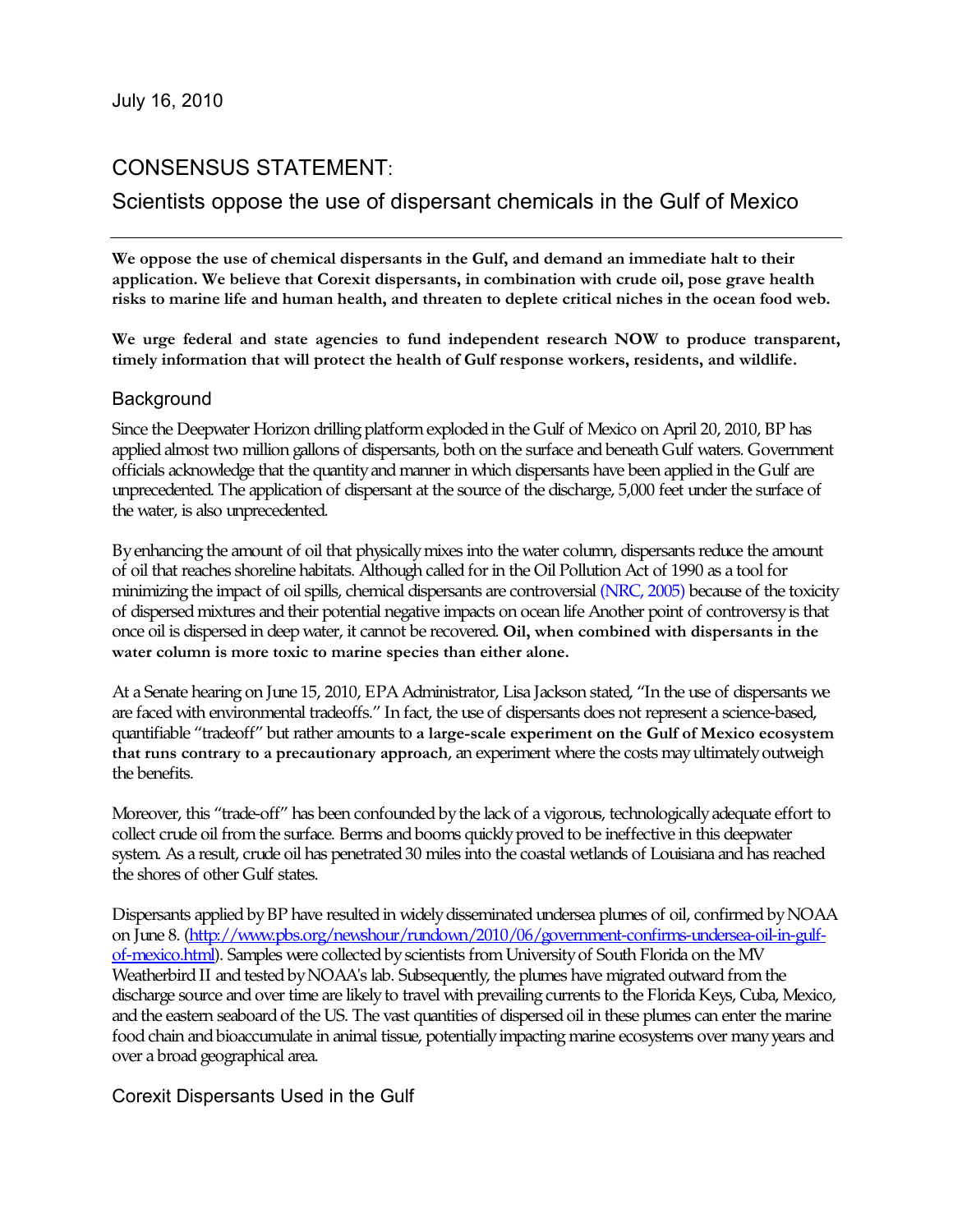July 16, 2010

# CONSENSUS STATEMENT:

## Scientists oppose the use of dispersant chemicals in the Gulf of Mexico

**We oppose the use of chemical dispersants in the Gulf, and demand an immediate halt to their application. We believe that Corexit dispersants, in combination with crude oil, pose grave health risks to marine life and human health, and threaten to deplete critical niches in the ocean food web.**

**We urge federal and state agencies to fund independent research NOW to produce transparent, timely information that will protect the health of Gulf response workers, residents, and wildlife.**

### Background

Since the Deepwater Horizon drilling platform exploded in the Gulf of Mexico on April 20, 2010, BP has applied almost two million gallons of dispersants, both on the surface and beneath Gulf waters. Government officials acknowledge that the quantity and manner in which dispersants have been applied in the Gulf are unprecedented. The application of dispersant at the source of the discharge, 5,000 feet under the surface of the water, is also unprecedented.

By enhancing the amount of oil that physically mixes into the water column, dispersants reduce the amount of oil that reaches shoreline habitats. Although called for in the Oil Pollution Act of 1990 as a tool for minimizing the impact of oil spills, chemical dispersants are controversial (NRC, 2005) because of the toxicity of dispersed mixtures and their potential negative impacts on ocean life Another point of controversy is that once oil is dispersed in deep water, it cannot be recovered. **Oil, when combined with dispersants in the water column is more toxic to marine species than either alone.**

At a Senate hearing on June 15, 2010, EPA Administrator, Lisa Jackson stated, "In the use of dispersants we are faced with environmental tradeoffs." In fact, the use of dispersants does not represent a science-based, quantifiable "tradeoff" but rather amounts to **a large-scale experiment on the Gulf of Mexico ecosystem that runs contrary to a precautionary approach**, an experiment where the costs may ultimately outweigh the benefits.

Moreover, this "trade-off" has been confounded by the lack of a vigorous, technologically adequate effort to collect crude oil from the surface. Berms and booms quickly proved to be ineffective in this deepwater system. As a result, crude oil has penetrated 30 miles into the coastal wetlands of Louisiana and has reached the shores of other Gulf states.

Dispersants applied by BP have resulted in widely disseminated undersea plumes of oil, confirmed by NOAA on June 8. (http://www.pbs.org/newshour/rundown/2010/06/government-confirms-undersea-oil-in-gulf-of-mexico.html). Samples were collected by scientists from University of South Florida on the MV Weatherbird II and tested by NOAA's lab. Subsequently, the plumes have migrated outward from the discharge source and over time are likely to travel with prevailing currents to the Florida Keys, Cuba, Mexico, and the eastern seaboard of the US. The vast quantities of dispersed oil in these plumes can enter the marine food chain and bioaccumulate in animal tissue, potentially impacting marine ecosystems over many years and over a broad geographical area.

### Corexit Dispersants Used in the Gulf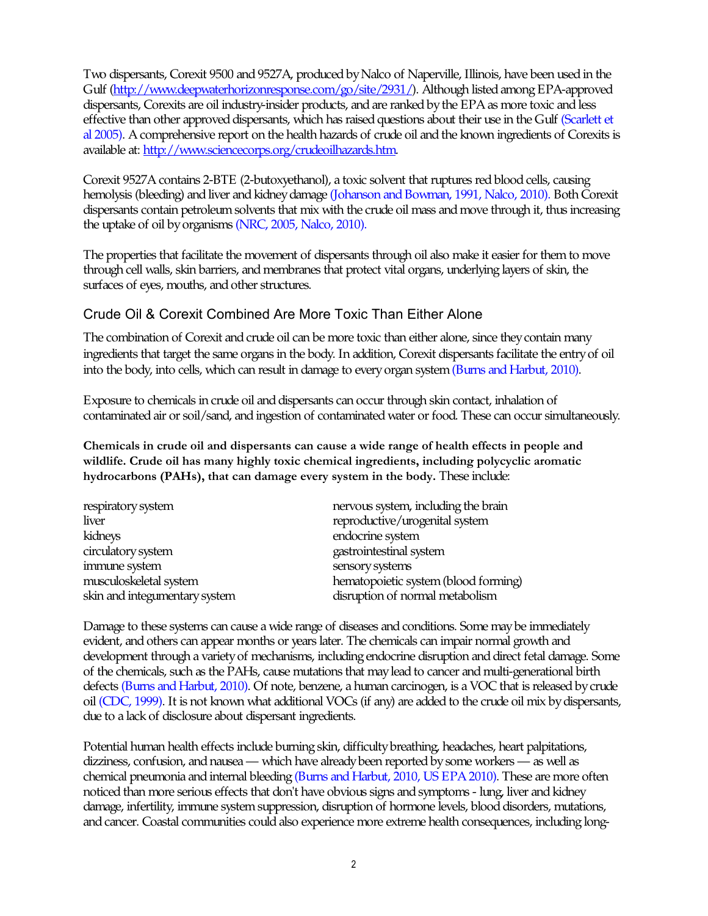Two dispersants, Corexit 9500 and 9527A, produced by Nalco of Naperville, Illinois, have been used in the Gulf (http://www.deepwaterhorizonresponse.com/go/site/2931/). Although listed among EPA-approved dispersants, Corexits are oil industry-insider products, and are ranked by the EPA as more toxic and less effective than other approved dispersants, which has raised questions about their use in the Gulf (Scarlett et al 2005). A comprehensive report on the health hazards of crude oil and the known ingredients of Corexits is available at: http://www.sciencecorps.org/crudeoilhazards.htm.

Corexit 9527A contains 2-BTE (2-butoxyethanol), a toxic solvent that ruptures red blood cells, causing hemolysis (bleeding) and liver and kidney damage (Johanson and Bowman, 1991, Nalco, 2010). Both Corexit dispersants contain petroleum solvents that mix with the crude oil mass and move through it, thus increasing the uptake of oil by organisms (NRC, 2005, Nalco, 2010).

The properties that facilitate the movement of dispersants through oil also make it easier for them to move through cell walls, skin barriers, and membranes that protect vital organs, underlying layers of skin, the surfaces of eyes, mouths, and other structures.

## Crude Oil & Corexit Combined Are More Toxic Than Either Alone

The combination of Corexit and crude oil can be more toxic than either alone, since they contain many ingredients that target the same organs in the body. In addition, Corexit dispersants facilitate the entry of oil into the body, into cells, which can result in damage to every organ system (Burns and Harbut, 2010).

Exposure to chemicals in crude oil and dispersants can occur through skin contact, inhalation of contaminated air or soil/sand, and ingestion of contaminated water or food. These can occur simultaneously.

**Chemicals in crude oil and dispersants can cause a wide range of health effects in people and wildlife. Crude oil has many highly toxic chemical ingredients, including polycyclic aromatic hydrocarbons (PAHs), that can damage every system in the body.** These include:

- respiratory system
- liver
- kidneys
- circulatory system
- immune system
- musculoskeletal system
- skin and integumentary system
- nervous system, including the brain
- reproductive/urogenital system
- endocrine system
- gastrointestinal system
- sensory systems
- hematopoietic system (blood forming)
- disruption of normal metabolism

Damage to these systems can cause a wide range of diseases and conditions. Some may be immediately evident, and others can appear months or years later. The chemicals can impair normal growth and development through a variety of mechanisms, including endocrine disruption and direct fetal damage. Some of the chemicals, such as the PAHs, cause mutations that may lead to cancer and multi-generational birth defects (Burns and Harbut, 2010). Of note, benzene, a human carcinogen, is a VOC that is released by crude oil (CDC, 1999). It is not known what additional VOCs (if any) are added to the crude oil mix by dispersants, due to a lack of disclosure about dispersant ingredients.

Potential human health effects include burning skin, difficulty breathing, headaches, heart palpitations, dizziness, confusion, and nausea — which have already been reported by some workers — as well as chemical pneumonia and internal bleeding (Burns and Harbut, 2010, US EPA 2010). These are more often noticed than more serious effects that don't have obvious signs and symptoms - lung, liver and kidney damage, infertility, immune system suppression, disruption of hormone levels, blood disorders, mutations, and cancer. Coastal communities could also experience more extreme health consequences, including long-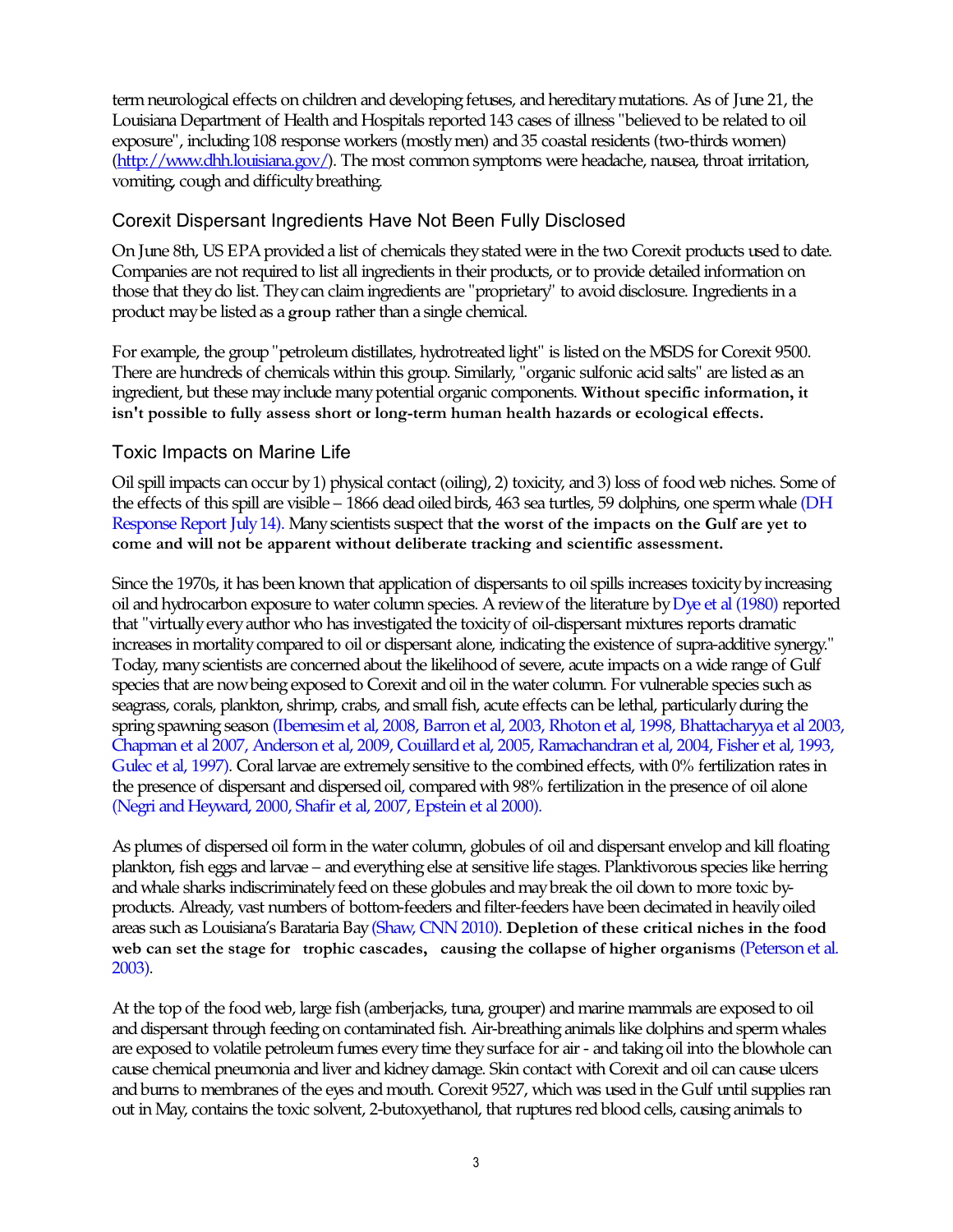term neurological effects on children and developing fetuses, and hereditary mutations. As of June 21, the Louisiana Department of Health and Hospitals reported 143 cases of illness "believed to be related to oil exposure", including 108 response workers (mostly men) and 35 coastal residents (two-thirds women) (http://www.dhh.louisiana.gov/). The most common symptoms were headache, nausea, throat irritation, vomiting, cough and difficulty breathing.

## Corexit Dispersant Ingredients Have Not Been Fully Disclosed

On June 8th, US EPA provided a list of chemicals they stated were in the two Corexit products used to date. Companies are not required to list all ingredients in their products, or to provide detailed information on those that they do list. They can claim ingredients are "proprietary" to avoid disclosure. Ingredients in a product may be listed as a **group** rather than a single chemical.

For example, the group "petroleum distillates, hydrotreated light" is listed on the MSDS for Corexit 9500. There are hundreds of chemicals within this group. Similarly, "organic sulfonic acid salts" are listed as an ingredient, but these may include many potential organic components. **Without specific information, it isn't possible to fully assess short or long-term human health hazards or ecological effects.**

## Toxic Impacts on Marine Life

Oil spill impacts can occur by 1) physical contact (oiling), 2) toxicity, and 3) loss of food web niches. Some of the effects of this spill are visible – 1866 dead oiled birds, 463 sea turtles, 59 dolphins, one sperm whale (DH Response Report July 14). Many scientists suspect that **the worst of the impacts on the Gulf are yet to come and will not be apparent without deliberate tracking and scientific assessment.**

Since the 1970s, it has been known that application of dispersants to oil spills increases toxicity by increasing oil and hydrocarbon exposure to water column species. A review of the literature by Dye et al (1980) reported that "virtually every author who has investigated the toxicity of oil-dispersant mixtures reports dramatic increases in mortality compared to oil or dispersant alone, indicating the existence of supra-additive synergy." Today, many scientists are concerned about the likelihood of severe, acute impacts on a wide range of Gulf species that are now being exposed to Corexit and oil in the water column. For vulnerable species such as seagrass, corals, plankton, shrimp, crabs, and small fish, acute effects can be lethal, particularly during the spring spawning season (Ibemesim et al, 2008, Barron et al, 2003, Rhoton et al, 1998, Bhattacharyya et al 2003, Chapman et al 2007, Anderson et al, 2009, Couillard et al, 2005, Ramachandran et al, 2004, Fisher et al, 1993, Gulec et al, 1997). Coral larvae are extremely sensitive to the combined effects, with 0% fertilization rates in the presence of dispersant and dispersed oil, compared with 98% fertilization in the presence of oil alone (Negri and Heyward, 2000, Shafir et al, 2007, Epstein et al 2000).

As plumes of dispersed oil form in the water column, globules of oil and dispersant envelop and kill floating plankton, fish eggs and larvae – and everything else at sensitive life stages. Planktivorous species like herring and whale sharks indiscriminately feed on these globules and may break the oil down to more toxic by-products. Already, vast numbers of bottom-feeders and filter-feeders have been decimated in heavily oiled areas such as Louisiana's Barataria Bay (Shaw, CNN 2010). **Depletion of these critical niches in the food web can set the stage for trophic cascades, causing the collapse of higher organisms** (Peterson et al. 2003).

At the top of the food web, large fish (amberjacks, tuna, grouper) and marine mammals are exposed to oil and dispersant through feeding on contaminated fish. Air-breathing animals like dolphins and sperm whales are exposed to volatile petroleum fumes every time they surface for air - and taking oil into the blowhole can cause chemical pneumonia and liver and kidney damage. Skin contact with Corexit and oil can cause ulcers and burns to membranes of the eyes and mouth. Corexit 9527, which was used in the Gulf until supplies ran out in May, contains the toxic solvent, 2-butoxyethanol, that ruptures red blood cells, causing animals to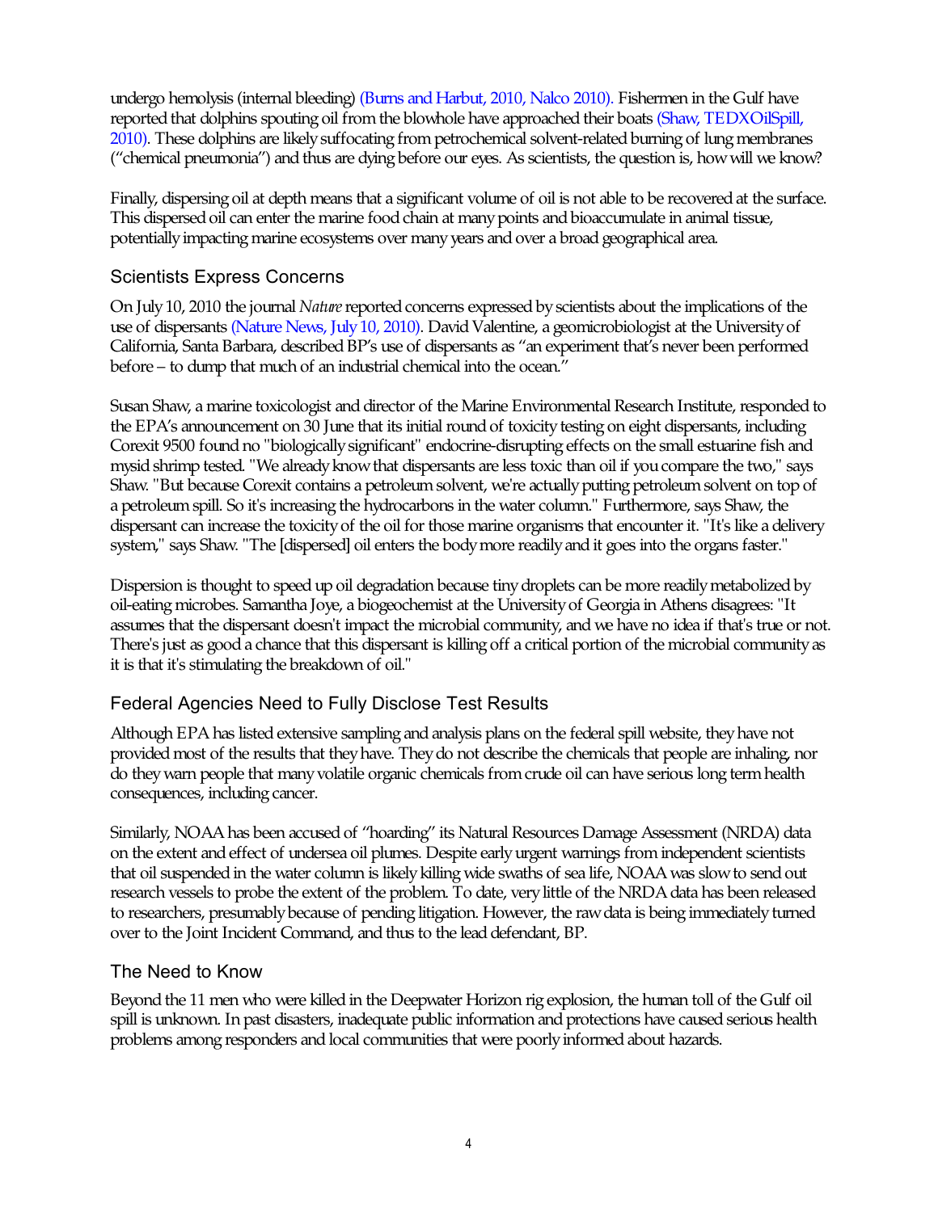undergo hemolysis (internal bleeding) (Burns and Harbut, 2010, Nalco 2010). Fishermen in the Gulf have reported that dolphins spouting oil from the blowhole have approached their boats (Shaw, TEDXOilSpill, 2010). These dolphins are likely suffocating from petrochemical solvent-related burning of lung membranes ("chemical pneumonia") and thus are dying before our eyes. As scientists, the question is, how will we know?

Finally, dispersing oil at depth means that a significant volume of oil is not able to be recovered at the surface. This dispersed oil can enter the marine food chain at many points and bioaccumulate in animal tissue, potentially impacting marine ecosystems over many years and over a broad geographical area.

## Scientists Express Concerns

On July 10, 2010 the journal *Nature* reported concerns expressed by scientists about the implications of the use of dispersants (Nature News, July 10, 2010). David Valentine, a geomicrobiologist at the University of California, Santa Barbara, described BP's use of dispersants as "an experiment that's never been performed before – to dump that much of an industrial chemical into the ocean."

Susan Shaw, a marine toxicologist and director of the Marine Environmental Research Institute, responded to the EPA's announcement on 30 June that its initial round of toxicity testing on eight dispersants, including Corexit 9500 found no "biologically significant" endocrine-disrupting effects on the small estuarine fish and mysid shrimp tested. "We already know that dispersants are less toxic than oil if you compare the two," says Shaw. "But because Corexit contains a petroleum solvent, we're actually putting petroleum solvent on top of a petroleum spill. So it's increasing the hydrocarbons in the water column." Furthermore, says Shaw, the dispersant can increase the toxicity of the oil for those marine organisms that encounter it. "It's like a delivery system," says Shaw. "The [dispersed] oil enters the body more readily and it goes into the organs faster."

Dispersion is thought to speed up oil degradation because tiny droplets can be more readily metabolized by oil-eating microbes. Samantha Joye, a biogeochemist at the University of Georgia in Athens disagrees: "It assumes that the dispersant doesn't impact the microbial community, and we have no idea if that's true or not. There's just as good a chance that this dispersant is killing off a critical portion of the microbial community as it is that it's stimulating the breakdown of oil."

## Federal Agencies Need to Fully Disclose Test Results

Although EPA has listed extensive sampling and analysis plans on the federal spill website, they have not provided most of the results that they have. They do not describe the chemicals that people are inhaling, nor do they warn people that many volatile organic chemicals from crude oil can have serious long term health consequences, including cancer.

Similarly, NOAA has been accused of "hoarding" its Natural Resources Damage Assessment (NRDA) data on the extent and effect of undersea oil plumes. Despite early urgent warnings from independent scientists that oil suspended in the water column is likely killing wide swaths of sea life, NOAA was slow to send out research vessels to probe the extent of the problem. To date, very little of the NRDA data has been released to researchers, presumably because of pending litigation. However, the raw data is being immediately turned over to the Joint Incident Command, and thus to the lead defendant, BP.

## The Need to Know

Beyond the 11 men who were killed in the Deepwater Horizon rig explosion, the human toll of the Gulf oil spill is unknown. In past disasters, inadequate public information and protections have caused serious health problems among responders and local communities that were poorly informed about hazards.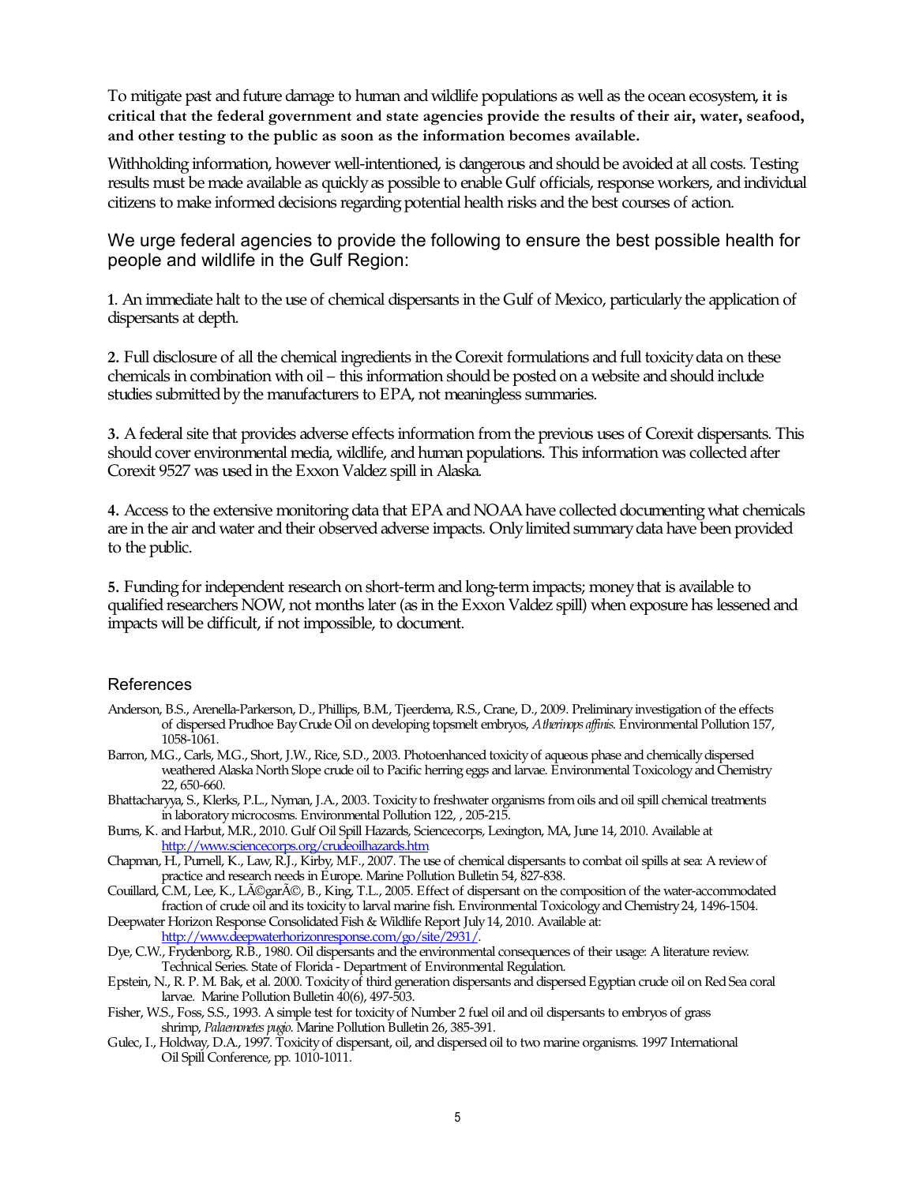To mitigate past and future damage to human and wildlife populations as well as the ocean ecosystem, **it is critical that the federal government and state agencies provide the results of their air, water, seafood, and other testing to the public as soon as the information becomes available.**

Withholding information, however well-intentioned, is dangerous and should be avoided at all costs. Testing results must be made available as quickly as possible to enable Gulf officials, response workers, and individual citizens to make informed decisions regarding potential health risks and the best courses of action.

## We urge federal agencies to provide the following to ensure the best possible health for people and wildlife in the Gulf Region:

**1**. An immediate halt to the use of chemical dispersants in the Gulf of Mexico, particularly the application of dispersants at depth.

**2.** Full disclosure of all the chemical ingredients in the Corexit formulations and full toxicity data on these chemicals in combination with oil – this information should be posted on a website and should include studies submitted by the manufacturers to EPA, not meaningless summaries.

**3.** A federal site that provides adverse effects information from the previous uses of Corexit dispersants. This should cover environmental media, wildlife, and human populations. This information was collected after Corexit 9527 was used in the Exxon Valdez spill in Alaska.

**4.** Access to the extensive monitoring data that EPA and NOAA have collected documenting what chemicals are in the air and water and their observed adverse impacts. Only limited summary data have been provided to the public.

**5.** Funding for independent research on short-term and long-term impacts; money that is available to qualified researchers NOW, not months later (as in the Exxon Valdez spill) when exposure has lessened and impacts will be difficult, if not impossible, to document.

## References

Anderson, B.S., Arenella-Parkerson, D., Phillips, B.M., Tjeerdema, R.S., Crane, D., 2009. Preliminary investigation of the effects of dispersed Prudhoe Bay Crude Oil on developing topsmelt embryos, *Atherinops affinis*. Environmental Pollution 157, 1058-1061.

Barron, M.G., Carls, M.G., Short, J.W., Rice, S.D., 2003. Photoenhanced toxicity of aqueous phase and chemically dispersed weathered Alaska North Slope crude oil to Pacific herring eggs and larvae. Environmental Toxicology and Chemistry 22, 650-660.

Bhattacharyya, S., Klerks, P.L., Nyman, J.A., 2003. Toxicity to freshwater organisms from oils and oil spill chemical treatments in laboratory microcosms. Environmental Pollution 122, , 205-215.

Burns, K. and Harbut, M.R., 2010. Gulf Oil Spill Hazards, Sciencecorps, Lexington, MA, June 14, 2010. Available at http://www.sciencecorps.org/crudeoilhazards.htm

Chapman, H., Purnell, K., Law, R.J., Kirby, M.F., 2007. The use of chemical dispersants to combat oil spills at sea: A review of practice and research needs in Europe. Marine Pollution Bulletin 54, 827-838.

Couillard, C.M., Lee, K., LÃ©garÃ©, B., King, T.L., 2005. Effect of dispersant on the composition of the water-accommodated fraction of crude oil and its toxicity to larval marine fish. Environmental Toxicology and Chemistry 24, 1496-1504.

Deepwater Horizon Response Consolidated Fish & Wildlife Report July 14, 2010. Available at: http://www.deepwaterhorizonresponse.com/go/site/2931/.

Dye, C.W., Frydenborg, R.B., 1980. Oil dispersants and the environmental consequences of their usage: A literature review. Technical Series. State of Florida - Department of Environmental Regulation.

Epstein, N., R. P. M. Bak, et al. 2000. Toxicity of third generation dispersants and dispersed Egyptian crude oil on Red Sea coral larvae. Marine Pollution Bulletin 40(6), 497-503.

Fisher, W.S., Foss, S.S., 1993. A simple test for toxicity of Number 2 fuel oil and oil dispersants to embryos of grass shrimp, *Palaemonetes pugio*. Marine Pollution Bulletin 26, 385-391.

Gulec, I., Holdway, D.A., 1997. Toxicity of dispersant, oil, and dispersed oil to two marine organisms. 1997 International Oil Spill Conference, pp. 1010-1011.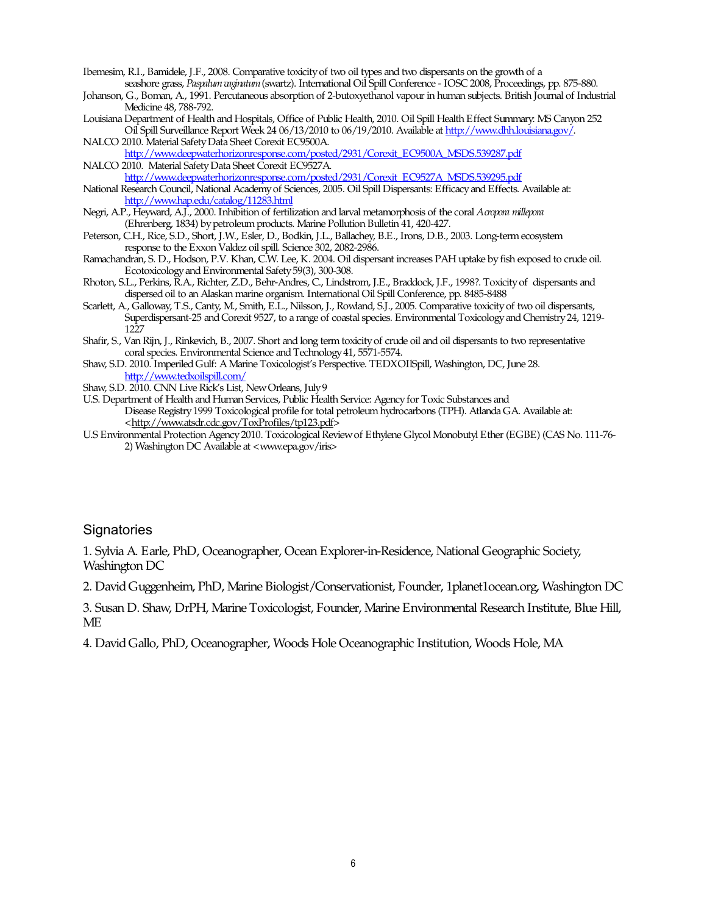Ibemesim, R.I., Bamidele, J.F., 2008. Comparative toxicity of two oil types and two dispersants on the growth of a seashore grass, *Paspalum vaginatum* (swartz). International Oil Spill Conference - IOSC 2008, Proceedings, pp. 875-880.

Johanson, G., Boman, A., 1991. Percutaneous absorption of 2-butoxyethanol vapour in human subjects. British Journal of Industrial Medicine 48, 788-792.

Louisiana Department of Health and Hospitals, Office of Public Health, 2010. Oil Spill Health Effect Summary: MS Canyon 252 Oil Spill Surveillance Report Week 24 06/13/2010 to 06/19/2010. Available at http://www.dhh.louisiana.gov/.

NALCO 2010. Material Safety Data Sheet Corexit EC9500A. http://www.deepwaterhorizonresponse.com/posted/2931/Corexit_EC9500A_MSDS.539287.pdf

NALCO 2010. Material Safety Data Sheet Corexit EC9527A. http://www.deepwaterhorizonresponse.com/posted/2931/Corexit_EC9527A_MSDS.539295.pdf

National Research Council, National Academy of Sciences, 2005. Oil Spill Dispersants: Efficacy and Effects. Available at: http://www.hap.edu/catalog/11283.html

Negri, A.P., Heyward, A.J., 2000. Inhibition of fertilization and larval metamorphosis of the coral *Acropora millepora* (Ehrenberg, 1834) by petroleum products. Marine Pollution Bulletin 41, 420-427.

Peterson, C.H., Rice, S.D., Short, J.W., Esler, D., Bodkin, J.L., Ballachey, B.E., Irons, D.B., 2003. Long-term ecosystem response to the Exxon Valdez oil spill. Science 302, 2082-2986.

Ramachandran, S. D., Hodson, P.V. Khan, C.W. Lee, K. 2004. Oil dispersant increases PAH uptake by fish exposed to crude oil. Ecotoxicology and Environmental Safety 59(3), 300-308.

Rhoton, S.L., Perkins, R.A., Richter, Z.D., Behr-Andres, C., Lindstrom, J.E., Braddock, J.F., 1998?. Toxicity of dispersants and dispersed oil to an Alaskan marine organism. International Oil Spill Conference, pp. 8485-8488

Scarlett, A., Galloway, T.S., Canty, M., Smith, E.L., Nilsson, J., Rowland, S.J., 2005. Comparative toxicity of two oil dispersants, Superdispersant-25 and Corexit 9527, to a range of coastal species. Environmental Toxicology and Chemistry 24, 1219-1227

Shafir, S., Van Rijn, J., Rinkevich, B., 2007. Short and long term toxicity of crude oil and oil dispersants to two representative coral species. Environmental Science and Technology 41, 5571-5574.

Shaw, S.D. 2010. Imperiled Gulf: A Marine Toxicologist's Perspective. TEDXOILSpill, Washington, DC, June 28. http://www.tedxoilspill.com/

Shaw, S.D. 2010. CNN Live Rick's List, New Orleans, July 9

U.S. Department of Health and Human Services, Public Health Service: Agency for Toxic Substances and Disease Registry 1999 Toxicological profile for total petroleum hydrocarbons (TPH). Atlanda GA. Available at: <http://www.atsdr.cdc.gov/ToxProfiles/tp123.pdf>

U.S Environmental Protection Agency 2010. Toxicological Review of Ethylene Glycol Monobutyl Ether (EGBE) (CAS No. 111-76-2) Washington DC Available at <www.epa.gov/iris>

## Signatories

1. Sylvia A. Earle, PhD, Oceanographer, Ocean Explorer-in-Residence, National Geographic Society, Washington DC

2. David Guggenheim, PhD, Marine Biologist/Conservationist, Founder, 1planet1ocean.org, Washington DC

3. Susan D. Shaw, DrPH, Marine Toxicologist, Founder, Marine Environmental Research Institute, Blue Hill, ME

4. David Gallo, PhD, Oceanographer, Woods Hole Oceanographic Institution, Woods Hole, MA